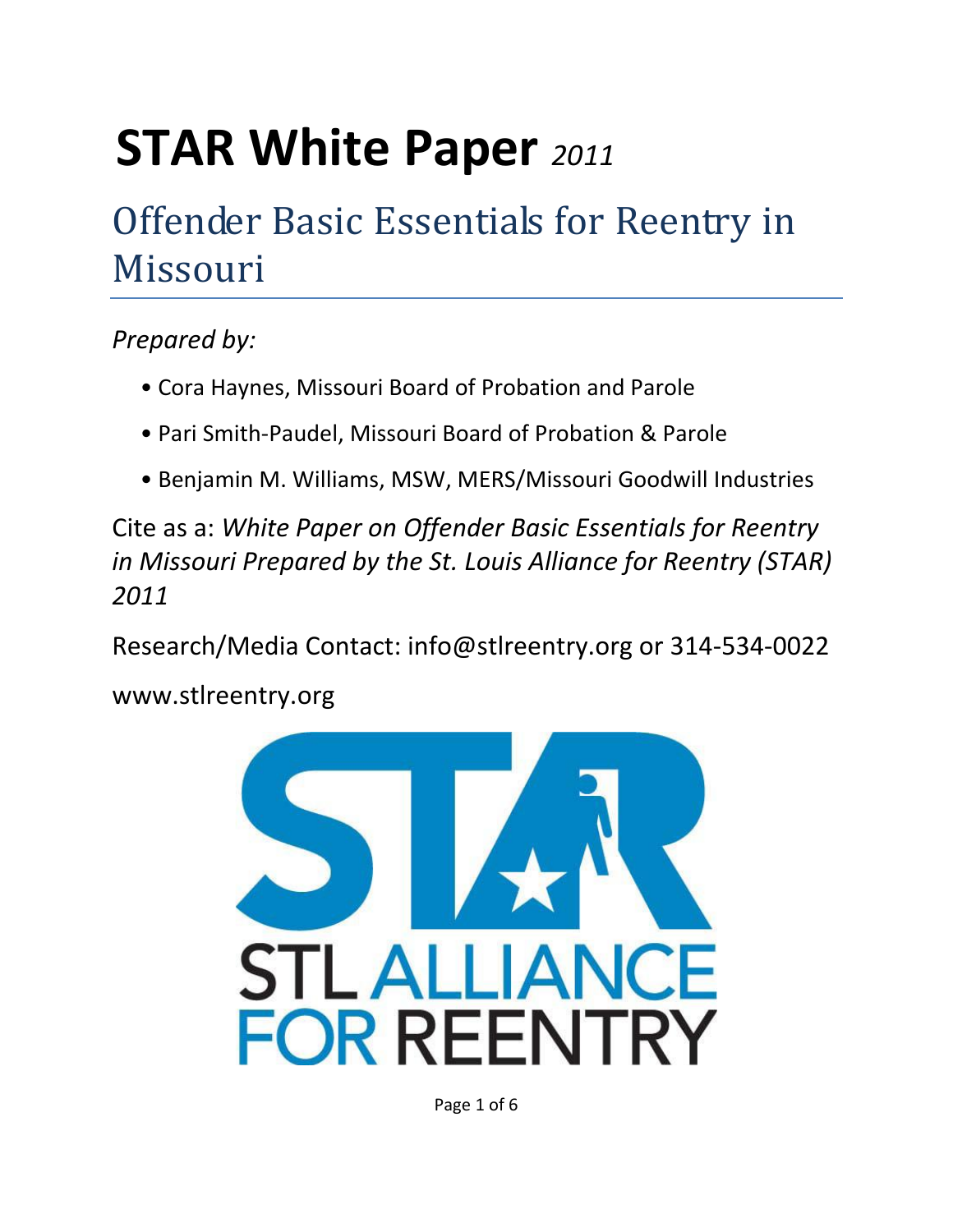# STAR White Paper *2011*

## Offender Basic Essentials for Reentry in Missouri

*Prepared by:*

- Cora Haynes, Missouri Board of Probation and Parole
- Pari Smith-Paudel, Missouri Board of Probation & Parole
- Benjamin M. Williams, MSW, MERS/Missouri Goodwill Industries

Cite as a: *White Paper on Offender Basic Essentials for Reentry in Missouri Prepared by the St. Louis Alliance for Reentry (STAR) 2011*

Research/Media Contact: info@stlreentry.org or 314-534-0022

www.stlreentry.org

STL ALLIANCE FOR REENTRY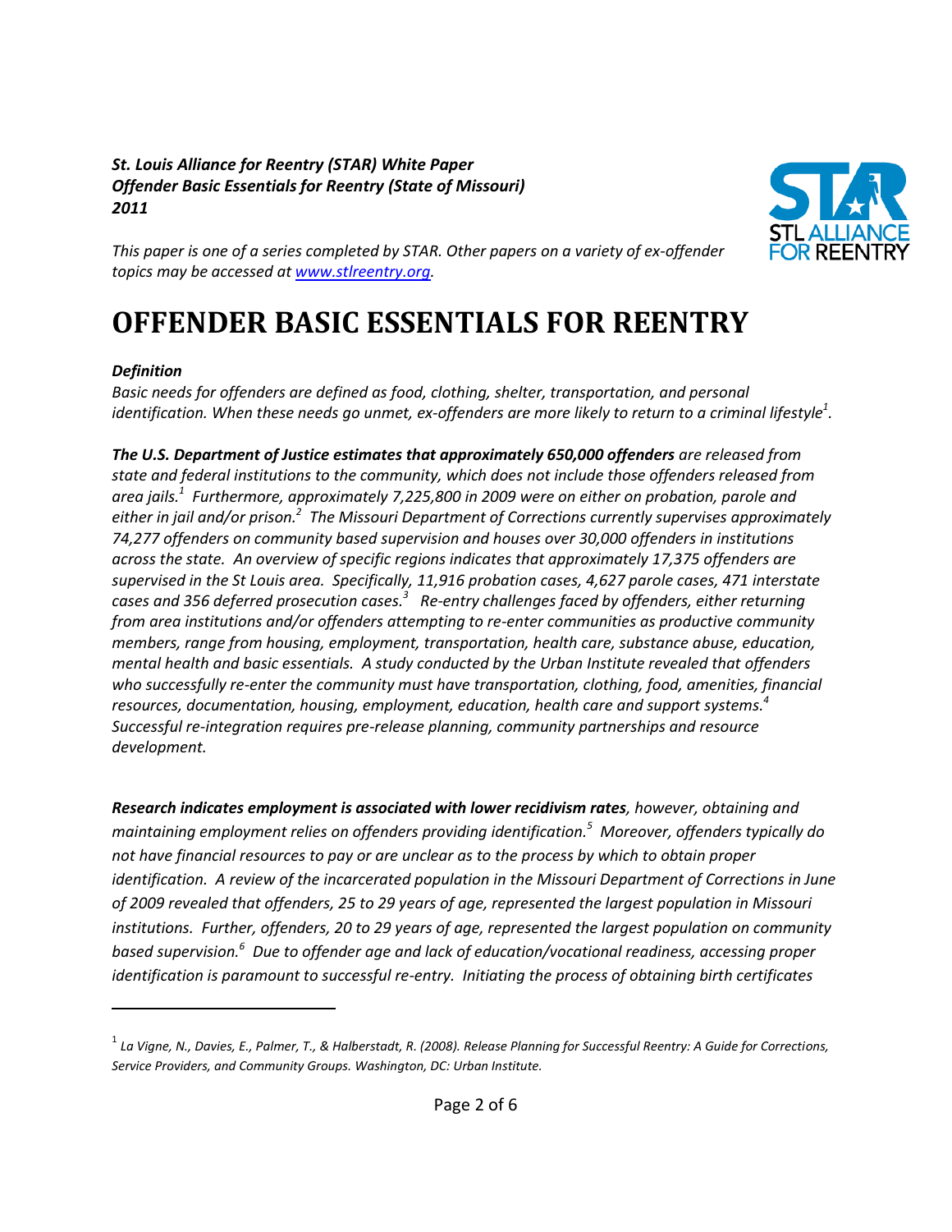*St. Louis Alliance for Reentry (STAR) White Paper*
*Offender Basic Essentials for Reentry (State of Missouri)*
*2011*

*This paper is one of a series completed by STAR. Other papers on a variety of ex-offender topics may be accessed at [www.stlreentry.org](www.stlreentry.org).*

# OFFENDER BASIC ESSENTIALS FOR REENTRY

***Definition***

*Basic needs for offenders are defined as food, clothing, shelter, transportation, and personal identification. When these needs go unmet, ex-offenders are more likely to return to a criminal lifestyle[1].*

***The U.S. Department of Justice estimates that approximately 650,000 offenders** are released from state and federal institutions to the community, which does not include those offenders released from area jails.[1] Furthermore, approximately 7,225,800 in 2009 were on either on probation, parole and either in jail and/or prison.[2] The Missouri Department of Corrections currently supervises approximately 74,277 offenders on community based supervision and houses over 30,000 offenders in institutions across the state. An overview of specific regions indicates that approximately 17,375 offenders are supervised in the St Louis area. Specifically, 11,916 probation cases, 4,627 parole cases, 471 interstate cases and 356 deferred prosecution cases.[3] Re-entry challenges faced by offenders, either returning from area institutions and/or offenders attempting to re-enter communities as productive community members, range from housing, employment, transportation, health care, substance abuse, education, mental health and basic essentials. A study conducted by the Urban Institute revealed that offenders who successfully re-enter the community must have transportation, clothing, food, amenities, financial resources, documentation, housing, employment, education, health care and support systems.[4] Successful re-integration requires pre-release planning, community partnerships and resource development.*

***Research indicates employment is associated with lower recidivism rates**, however, obtaining and maintaining employment relies on offenders providing identification.[5] Moreover, offenders typically do not have financial resources to pay or are unclear as to the process by which to obtain proper identification. A review of the incarcerated population in the Missouri Department of Corrections in June of 2009 revealed that offenders, 25 to 29 years of age, represented the largest population in Missouri institutions. Further, offenders, 20 to 29 years of age, represented the largest population on community based supervision.[6] Due to offender age and lack of education/vocational readiness, accessing proper identification is paramount to successful re-entry. Initiating the process of obtaining birth certificates*

---

[1] *La Vigne, N., Davies, E., Palmer, T., & Halberstadt, R. (2008). Release Planning for Successful Reentry: A Guide for Corrections, Service Providers, and Community Groups. Washington, DC: Urban Institute.*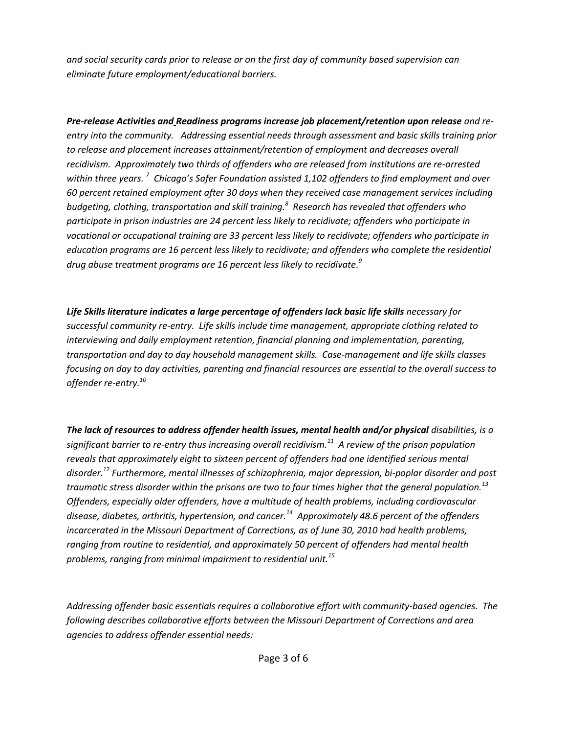*and social security cards prior to release or on the first day of community based supervision can eliminate future employment/educational barriers.*

***Pre-release Activities and Readiness programs increase job placement/retention upon release** and re-entry into the community. Addressing essential needs through assessment and basic skills training prior to release and placement increases attainment/retention of employment and decreases overall recidivism. Approximately two thirds of offenders who are released from institutions are re-arrested within three years.[7] Chicago's Safer Foundation assisted 1,102 offenders to find employment and over 60 percent retained employment after 30 days when they received case management services including budgeting, clothing, transportation and skill training.[8] Research has revealed that offenders who participate in prison industries are 24 percent less likely to recidivate; offenders who participate in vocational or occupational training are 33 percent less likely to recidivate; offenders who participate in education programs are 16 percent less likely to recidivate; and offenders who complete the residential drug abuse treatment programs are 16 percent less likely to recidivate.[9]*

***Life Skills literature indicates a large percentage of offenders lack basic life skills** necessary for successful community re-entry. Life skills include time management, appropriate clothing related to interviewing and daily employment retention, financial planning and implementation, parenting, transportation and day to day household management skills. Case-management and life skills classes focusing on day to day activities, parenting and financial resources are essential to the overall success to offender re-entry.[10]*

***The lack of resources to address offender health issues, mental health and/or physical** disabilities, is a significant barrier to re-entry thus increasing overall recidivism.[11] A review of the prison population reveals that approximately eight to sixteen percent of offenders had one identified serious mental disorder.[12] Furthermore, mental illnesses of schizophrenia, major depression, bi-poplar disorder and post traumatic stress disorder within the prisons are two to four times higher that the general population.[13] Offenders, especially older offenders, have a multitude of health problems, including cardiovascular disease, diabetes, arthritis, hypertension, and cancer.[14] Approximately 48.6 percent of the offenders incarcerated in the Missouri Department of Corrections, as of June 30, 2010 had health problems, ranging from routine to residential, and approximately 50 percent of offenders had mental health problems, ranging from minimal impairment to residential unit.[15]*

*Addressing offender basic essentials requires a collaborative effort with community-based agencies. The following describes collaborative efforts between the Missouri Department of Corrections and area agencies to address offender essential needs:*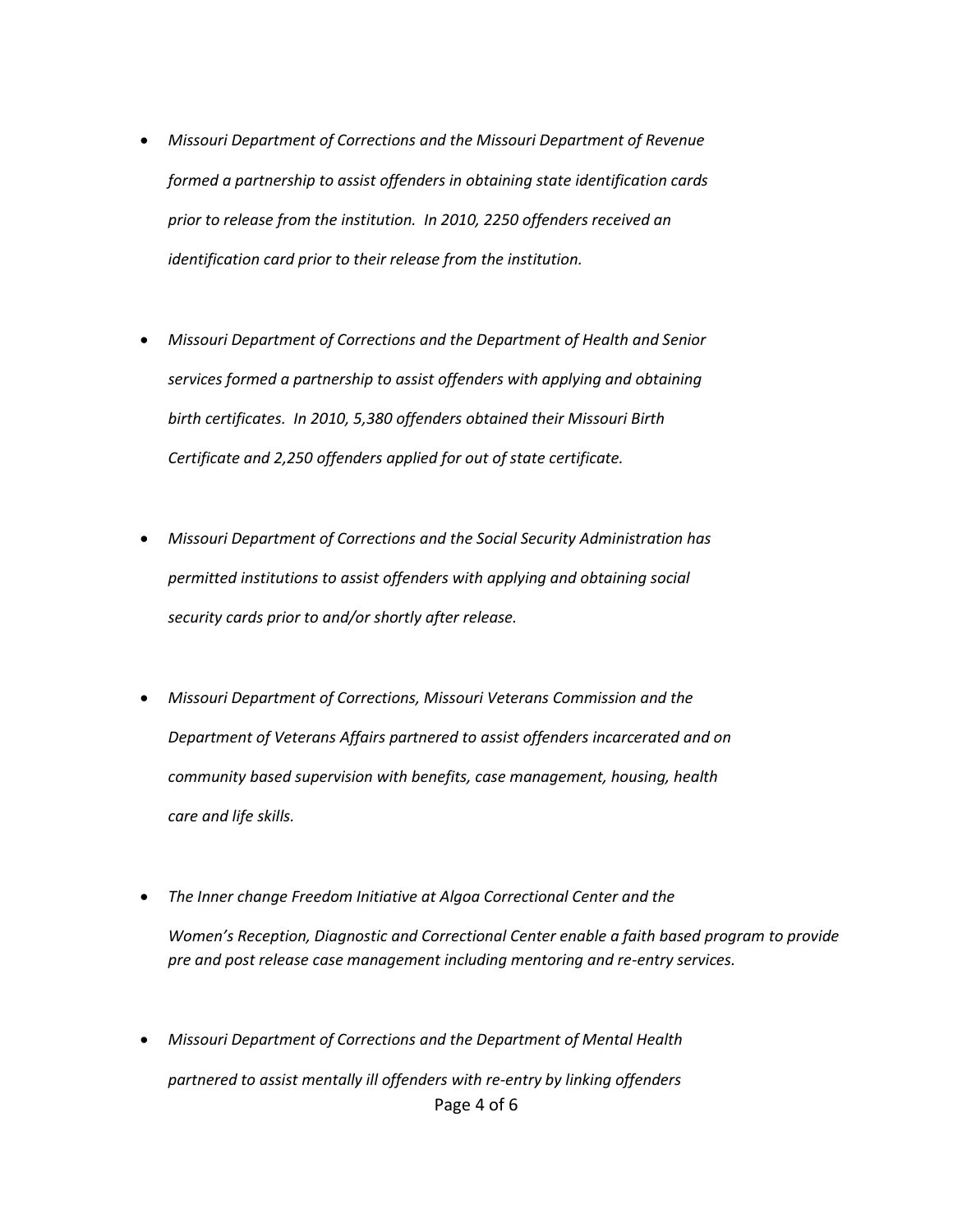- *Missouri Department of Corrections and the Missouri Department of Revenue formed a partnership to assist offenders in obtaining state identification cards prior to release from the institution. In 2010, 2250 offenders received an identification card prior to their release from the institution.*

- *Missouri Department of Corrections and the Department of Health and Senior services formed a partnership to assist offenders with applying and obtaining birth certificates. In 2010, 5,380 offenders obtained their Missouri Birth Certificate and 2,250 offenders applied for out of state certificate.*

- *Missouri Department of Corrections and the Social Security Administration has permitted institutions to assist offenders with applying and obtaining social security cards prior to and/or shortly after release.*

- *Missouri Department of Corrections, Missouri Veterans Commission and the Department of Veterans Affairs partnered to assist offenders incarcerated and on community based supervision with benefits, case management, housing, health care and life skills.*

- *The Inner change Freedom Initiative at Algoa Correctional Center and the Women's Reception, Diagnostic and Correctional Center enable a faith based program to provide pre and post release case management including mentoring and re-entry services.*

- *Missouri Department of Corrections and the Department of Mental Health partnered to assist mentally ill offenders with re-entry by linking offenders*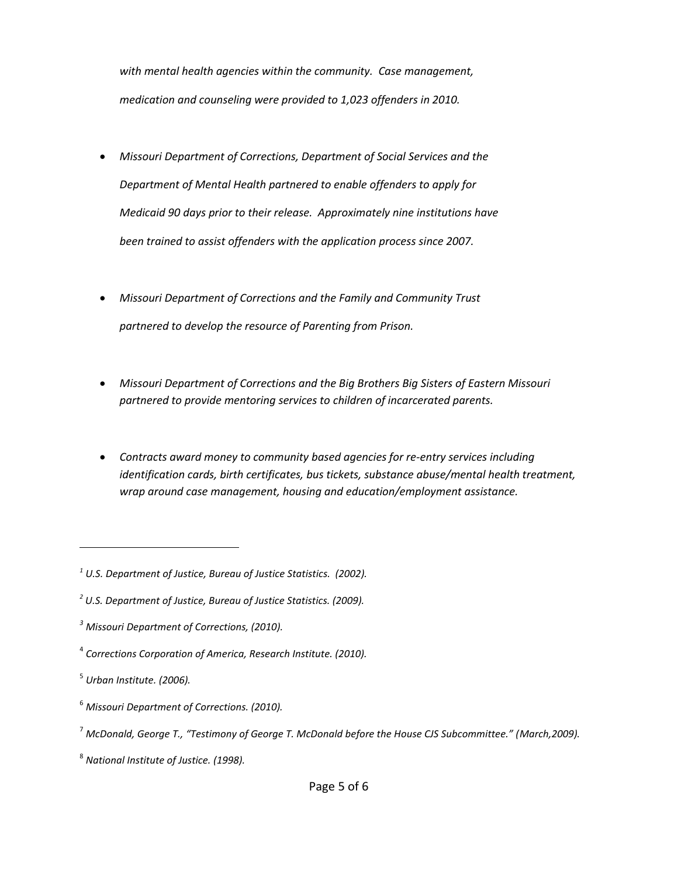*with mental health agencies within the community. Case management, medication and counseling were provided to 1,023 offenders in 2010.*

- *Missouri Department of Corrections, Department of Social Services and the Department of Mental Health partnered to enable offenders to apply for Medicaid 90 days prior to their release. Approximately nine institutions have been trained to assist offenders with the application process since 2007.*

- *Missouri Department of Corrections and the Family and Community Trust partnered to develop the resource of Parenting from Prison.*

- *Missouri Department of Corrections and the Big Brothers Big Sisters of Eastern Missouri partnered to provide mentoring services to children of incarcerated parents.*

- *Contracts award money to community based agencies for re-entry services including identification cards, birth certificates, bus tickets, substance abuse/mental health treatment, wrap around case management, housing and education/employment assistance.*

---

[1] *U.S. Department of Justice, Bureau of Justice Statistics. (2002).*

[2] *U.S. Department of Justice, Bureau of Justice Statistics. (2009).*

[3] *Missouri Department of Corrections, (2010).*

[4] *Corrections Corporation of America, Research Institute. (2010).*

[5] *Urban Institute. (2006).*

[6] *Missouri Department of Corrections. (2010).*

[7] *McDonald, George T., "Testimony of George T. McDonald before the House CJS Subcommittee." (March,2009).*

[8] *National Institute of Justice. (1998).*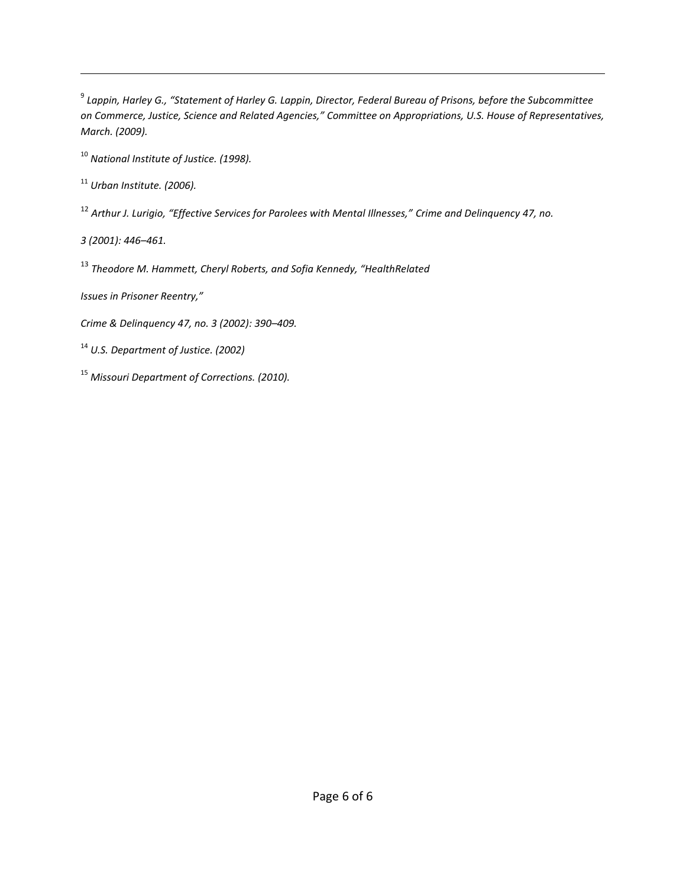[9] *Lappin, Harley G., "Statement of Harley G. Lappin, Director, Federal Bureau of Prisons, before the Subcommittee on Commerce, Justice, Science and Related Agencies," Committee on Appropriations, U.S. House of Representatives, March. (2009).*

[10] *National Institute of Justice. (1998).*

[11] *Urban Institute. (2006).*

[12] *Arthur J. Lurigio, "Effective Services for Parolees with Mental Illnesses," Crime and Delinquency 47, no.*

*3 (2001): 446–461.*

[13] *Theodore M. Hammett, Cheryl Roberts, and Sofia Kennedy, "HealthRelated*

*Issues in Prisoner Reentry,"*

*Crime & Delinquency 47, no. 3 (2002): 390–409.*

[14] *U.S. Department of Justice. (2002)*

[15] *Missouri Department of Corrections. (2010).*